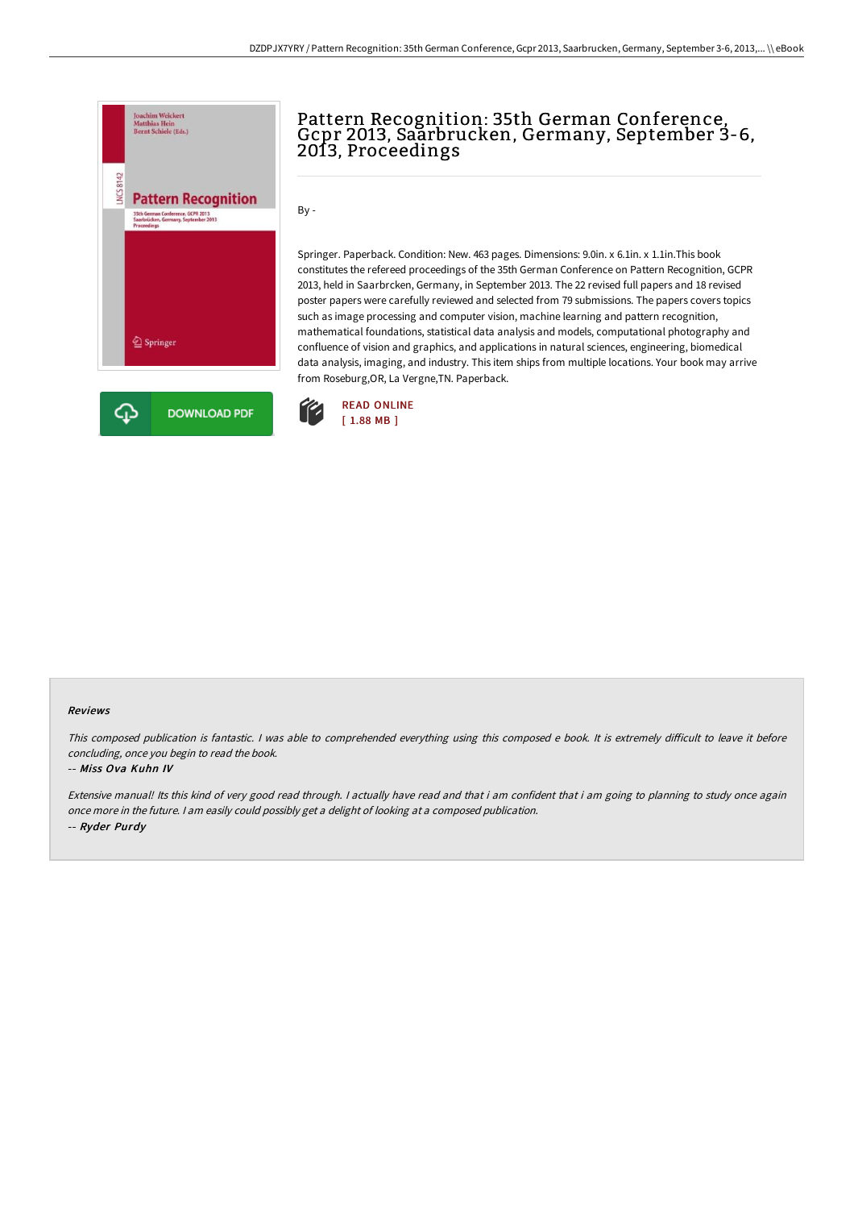# Pattern Recognition: 35th German Conference, Gcpr 2013, Saarbrucken, Germany, September 3-6, 2013, Proceedings

By -

Springer. Paperback. Condition: New. 463 pages. Dimensions: 9.0in. x 6.1in. x 1.1in.This book constitutes the refereed proceedings of the 35th German Conference on Pattern Recognition, GCPR 2013, held in Saarbrcken, Germany, in September 2013. The 22 revised full papers and 18 revised poster papers were carefully reviewed and selected from 79 submissions. The papers covers topics such as image processing and computer vision, machine learning and pattern recognition, mathematical foundations, statistical data analysis and models, computational photography and confluence of vision and graphics, and applications in natural sciences, engineering, biomedical data analysis, imaging, and industry. This item ships from multiple locations. Your book may arrive from Roseburg,OR, La Vergne,TN. Paperback.

DOWNLOAD PDF

READ ONLINE
[ 1.88 MB ]

### Reviews

*This composed publication is fantastic. I was able to comprehended everything using this composed e book. It is extremely difficult to leave it before concluding, once you begin to read the book.*

-- *Miss Ova Kuhn IV*

*Extensive manual! Its this kind of very good read through. I actually have read and that i am confident that i am going to planning to study once again once more in the future. I am easily could possibly get a delight of looking at a composed publication.*

-- *Ryder Purdy*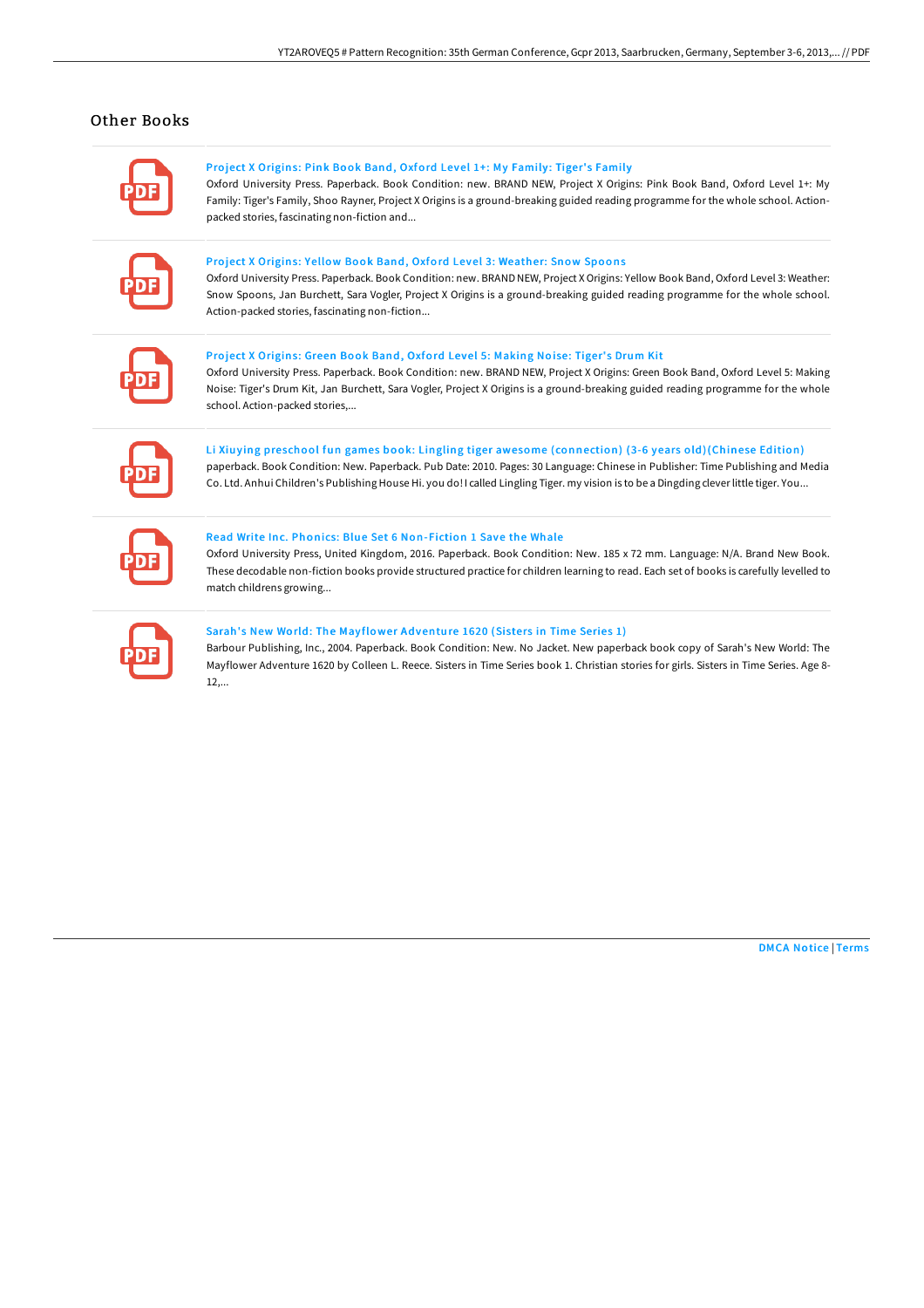## Other Books

### Project X Origins: Pink Book Band, Oxford Level 1+: My Family: Tiger's Family

Oxford University Press. Paperback. Book Condition: new. BRAND NEW, Project X Origins: Pink Book Band, Oxford Level 1+: My Family: Tiger's Family, Shoo Rayner, Project X Origins is a ground-breaking guided reading programme for the whole school. Action-packed stories, fascinating non-fiction and...

### Project X Origins: Yellow Book Band, Oxford Level 3: Weather: Snow Spoons

Oxford University Press. Paperback. Book Condition: new. BRAND NEW, Project X Origins: Yellow Book Band, Oxford Level 3: Weather: Snow Spoons, Jan Burchett, Sara Vogler, Project X Origins is a ground-breaking guided reading programme for the whole school. Action-packed stories, fascinating non-fiction...

### Project X Origins: Green Book Band, Oxford Level 5: Making Noise: Tiger's Drum Kit

Oxford University Press. Paperback. Book Condition: new. BRAND NEW, Project X Origins: Green Book Band, Oxford Level 5: Making Noise: Tiger's Drum Kit, Jan Burchett, Sara Vogler, Project X Origins is a ground-breaking guided reading programme for the whole school. Action-packed stories,...

### Li Xiuying preschool fun games book: Lingling tiger awesome (connection) (3-6 years old)(Chinese Edition)

paperback. Book Condition: New. Paperback. Pub Date: 2010. Pages: 30 Language: Chinese in Publisher: Time Publishing and Media Co. Ltd. Anhui Children's Publishing House Hi. you do! I called Lingling Tiger. my vision is to be a Dingding clever little tiger. You...

### Read Write Inc. Phonics: Blue Set 6 Non-Fiction 1 Save the Whale

Oxford University Press, United Kingdom, 2016. Paperback. Book Condition: New. 185 x 72 mm. Language: N/A. Brand New Book. These decodable non-fiction books provide structured practice for children learning to read. Each set of books is carefully levelled to match childrens growing...

### Sarah's New World: The Mayflower Adventure 1620 (Sisters in Time Series 1)

Barbour Publishing, Inc., 2004. Paperback. Book Condition: New. No Jacket. New paperback book copy of Sarah's New World: The Mayflower Adventure 1620 by Colleen L. Reece. Sisters in Time Series book 1. Christian stories for girls. Sisters in Time Series. Age 8-12,...